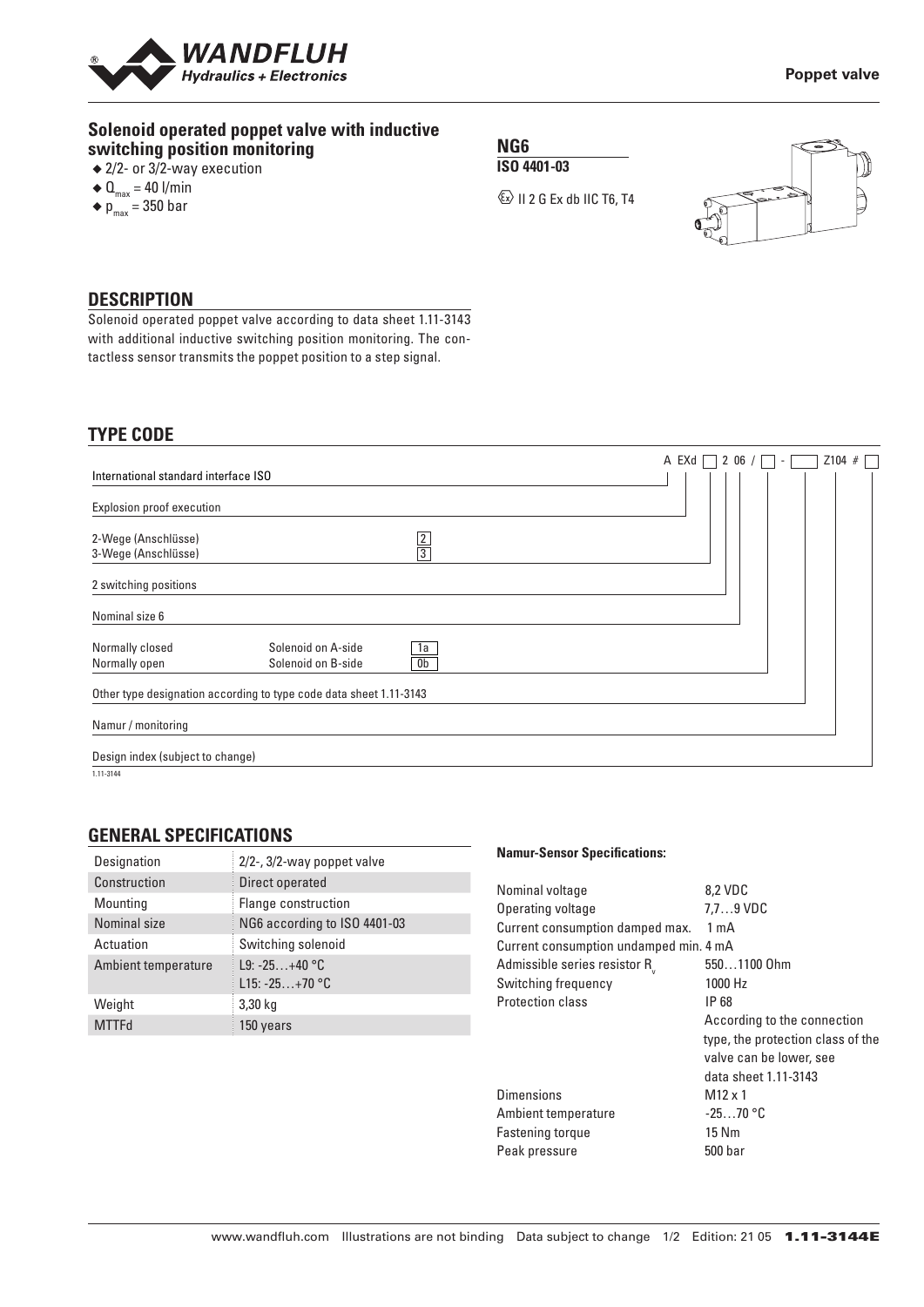**Poppet valve**

## Solenoid operated poppet valve with inductive switching position monitoring

- 2/2- or 3/2-way execution
- $Q_{max}$ = 40 l/min
- $p_{max}$ = 350 bar

**NG6**
**ISO 4401-03**

II 2 G Ex db IIC T6, T4

## DESCRIPTION

Solenoid operated poppet valve according to data sheet 1.11-3143 with additional inductive switching position monitoring. The contactless sensor transmits the poppet position to a step signal.

## TYPE CODE

A EXd ☐ 2 06 / ☐ - ☐ Z104 # ☐

| | | |
|---|---|---|
| International standard interface ISO | | A |
| Explosion proof execution | | EXd |
| 2-Wege (Anschlüsse) | | 2 |
| 3-Wege (Anschlüsse) | | 3 |
| 2 switching positions | | 2 |
| Nominal size 6 | | 06 |
| Normally closed | Solenoid on A-side | 1a |
| Normally open | Solenoid on B-side | 0b |
| Other type designation according to type code data sheet 1.11-3143 | | |
| Namur / monitoring | | Z104 |
| Design index (subject to change) | | # |

1.11-3144

## GENERAL SPECIFICATIONS

| Designation | 2/2-, 3/2-way poppet valve |
|---|---|
| Construction | Direct operated |
| Mounting | Flange construction |
| Nominal size | NG6 according to ISO 4401-03 |
| Actuation | Switching solenoid |
| Ambient temperature | L9: -25…+40 °C<br>L15: -25…+70 °C |
| Weight | 3,30 kg |
| MTTFd | 150 years |

**Namur-Sensor Specifications:**

| | |
|---|---|
| Nominal voltage | 8,2 VDC |
| Operating voltage | 7,7…9 VDC |
| Current consumption damped max. | 1 mA |
| Current consumption undamped min. | 4 mA |
| Admissible series resistor $R_v$ | 550…1100 Ohm |
| Switching frequency | 1000 Hz |
| Protection class | IP 68<br>According to the connection type, the protection class of the valve can be lower, see data sheet 1.11-3143 |
| Dimensions | M12 x 1 |
| Ambient temperature | -25…70 °C |
| Fastening torque | 15 Nm |
| Peak pressure | 500 bar |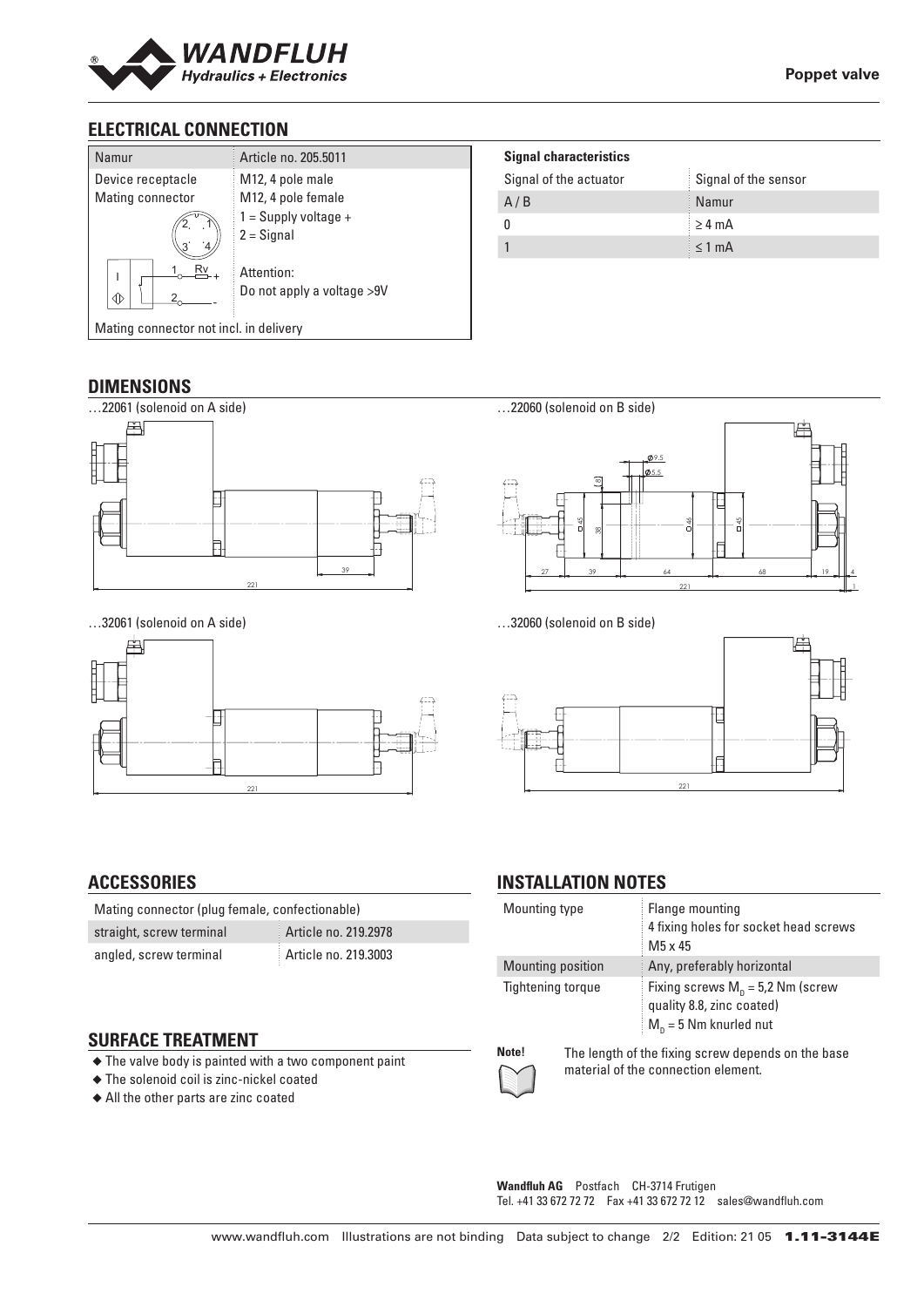## ELECTRICAL CONNECTION

| Namur | Article no. 205.5011 |
|---|---|
| Device receptacle | M12, 4 pole male |
| Mating connector | M12, 4 pole female |
| | 1 = Supply voltage + |
| | 2 = Signal |
| | Attention: Do not apply a voltage >9V |
| Mating connector not incl. in delivery | |

**Signal characteristics**

| Signal of the actuator | Signal of the sensor |
|---|---|
| A / B | Namur |
| 0 | ≥ 4 mA |
| 1 | ≤ 1 mA |

## DIMENSIONS

…22061 (solenoid on A side)

39
221

…22060 (solenoid on B side)

Ø9.5
Ø5.5
(8)
45
38
Ø 46
45
27 39 64 68 19 4
221
1

…32061 (solenoid on A side)

221

…32060 (solenoid on B side)

221

## ACCESSORIES

| Mating connector (plug female, confectionable) | |
|---|---|
| straight, screw terminal | Article no. 219.2978 |
| angled, screw terminal | Article no. 219.3003 |

## SURFACE TREATMENT

- The valve body is painted with a two component paint
- The solenoid coil is zinc-nickel coated
- All the other parts are zinc coated

## INSTALLATION NOTES

| | |
|---|---|
| Mounting type | Flange mounting<br>4 fixing holes for socket head screws M5 x 45 |
| Mounting position | Any, preferably horizontal |
| Tightening torque | Fixing screws $M_D$ = 5,2 Nm (screw quality 8.8, zinc coated)<br>$M_D$ = 5 Nm knurled nut |

**Note!** The length of the fixing screw depends on the base material of the connection element.

**Wandfluh AG** Postfach CH-3714 Frutigen
Tel. +41 33 672 72 72 Fax +41 33 672 72 12 sales@wandfluh.com